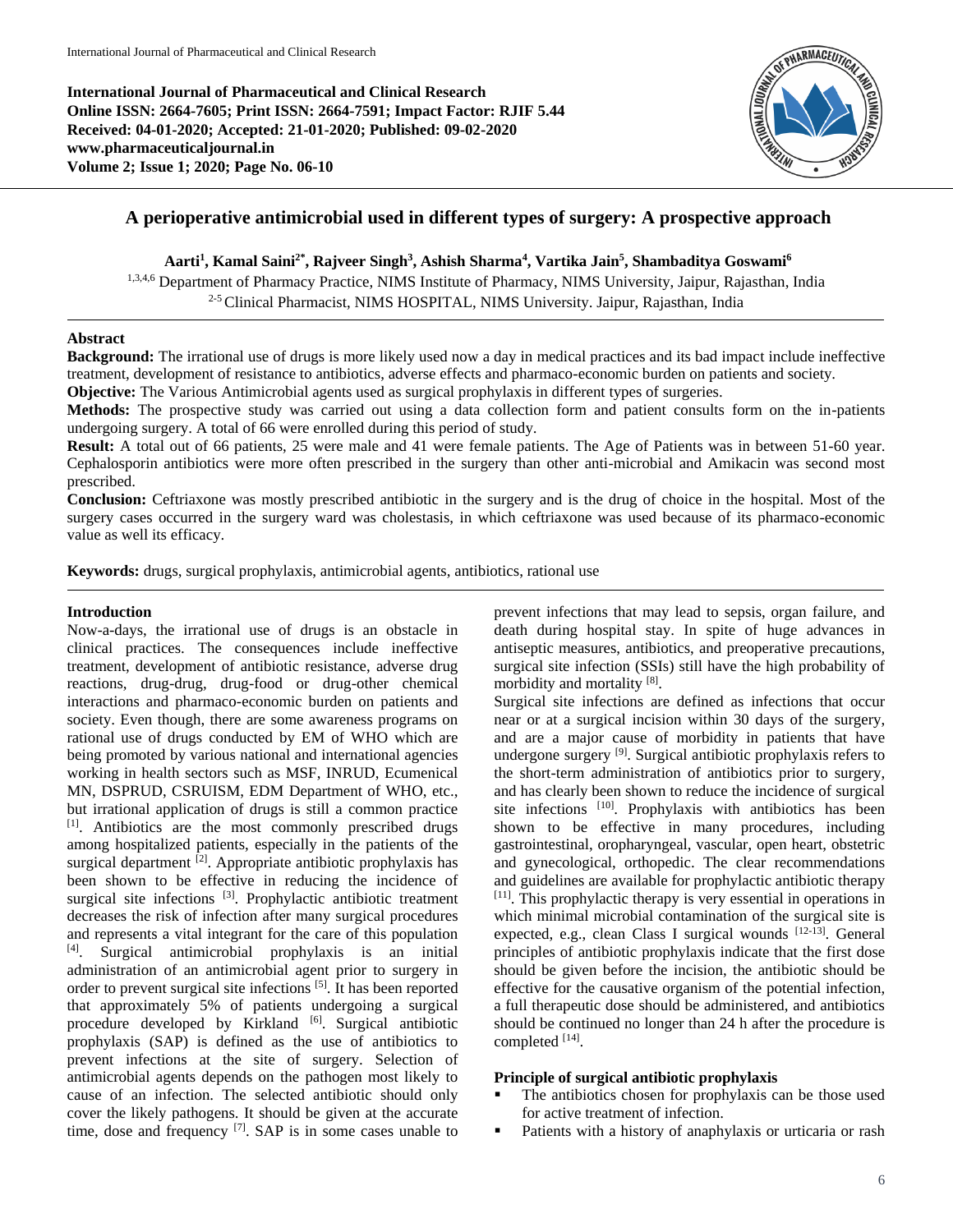**International Journal of Pharmaceutical and Clinical Research**
**Online ISSN: 2664-7605; Print ISSN: 2664-7591; Impact Factor: RJIF 5.44**
**Received: 04-01-2020; Accepted: 21-01-2020; Published: 09-02-2020**
**www.pharmaceuticaljournal.in**
**Volume 2; Issue 1; 2020; Page No. 06-10**

# A perioperative antimicrobial used in different types of surgery: A prospective approach

**Aarti[1], Kamal Saini[2*], Rajveer Singh[3], Ashish Sharma[4], Vartika Jain[5], Shambaditya Goswami[6]**

[1,3,4,6] Department of Pharmacy Practice, NIMS Institute of Pharmacy, NIMS University, Jaipur, Rajasthan, India
[2-5] Clinical Pharmacist, NIMS HOSPITAL, NIMS University. Jaipur, Rajasthan, India

## Abstract

**Background:** The irrational use of drugs is more likely used now a day in medical practices and its bad impact include ineffective treatment, development of resistance to antibiotics, adverse effects and pharmaco-economic burden on patients and society.

**Objective:** The Various Antimicrobial agents used as surgical prophylaxis in different types of surgeries.

**Methods:** The prospective study was carried out using a data collection form and patient consults form on the in-patients undergoing surgery. A total of 66 were enrolled during this period of study.

**Result:** A total out of 66 patients, 25 were male and 41 were female patients. The Age of Patients was in between 51-60 year. Cephalosporin antibiotics were more often prescribed in the surgery than other anti-microbial and Amikacin was second most prescribed.

**Conclusion:** Ceftriaxone was mostly prescribed antibiotic in the surgery and is the drug of choice in the hospital. Most of the surgery cases occurred in the surgery ward was cholestasis, in which ceftriaxone was used because of its pharmaco-economic value as well its efficacy.

**Keywords:** drugs, surgical prophylaxis, antimicrobial agents, antibiotics, rational use

## Introduction

Now-a-days, the irrational use of drugs is an obstacle in clinical practices. The consequences include ineffective treatment, development of antibiotic resistance, adverse drug reactions, drug-drug, drug-food or drug-other chemical interactions and pharmaco-economic burden on patients and society. Even though, there are some awareness programs on rational use of drugs conducted by EM of WHO which are being promoted by various national and international agencies working in health sectors such as MSF, INRUD, Ecumenical MN, DSPRUD, CSRUISM, EDM Department of WHO, etc., but irrational application of drugs is still a common practice [1]. Antibiotics are the most commonly prescribed drugs among hospitalized patients, especially in the patients of the surgical department [2]. Appropriate antibiotic prophylaxis has been shown to be effective in reducing the incidence of surgical site infections [3]. Prophylactic antibiotic treatment decreases the risk of infection after many surgical procedures and represents a vital integrant for the care of this population [4]. Surgical antimicrobial prophylaxis is an initial administration of an antimicrobial agent prior to surgery in order to prevent surgical site infections [5]. It has been reported that approximately 5% of patients undergoing a surgical procedure developed by Kirkland [6]. Surgical antibiotic prophylaxis (SAP) is defined as the use of antibiotics to prevent infections at the site of surgery. Selection of antimicrobial agents depends on the pathogen most likely to cause of an infection. The selected antibiotic should only cover the likely pathogens. It should be given at the accurate time, dose and frequency [7]. SAP is in some cases unable to prevent infections that may lead to sepsis, organ failure, and death during hospital stay. In spite of huge advances in antiseptic measures, antibiotics, and preoperative precautions, surgical site infection (SSIs) still have the high probability of morbidity and mortality [8].

Surgical site infections are defined as infections that occur near or at a surgical incision within 30 days of the surgery, and are a major cause of morbidity in patients that have undergone surgery [9]. Surgical antibiotic prophylaxis refers to the short-term administration of antibiotics prior to surgery, and has clearly been shown to reduce the incidence of surgical site infections [10]. Prophylaxis with antibiotics has been shown to be effective in many procedures, including gastrointestinal, oropharyngeal, vascular, open heart, obstetric and gynecological, orthopedic. The clear recommendations and guidelines are available for prophylactic antibiotic therapy [11]. This prophylactic therapy is very essential in operations in which minimal microbial contamination of the surgical site is expected, e.g., clean Class I surgical wounds [12-13]. General principles of antibiotic prophylaxis indicate that the first dose should be given before the incision, the antibiotic should be effective for the causative organism of the potential infection, a full therapeutic dose should be administered, and antibiotics should be continued no longer than 24 h after the procedure is completed [14].

### Principle of surgical antibiotic prophylaxis

- The antibiotics chosen for prophylaxis can be those used for active treatment of infection.
- Patients with a history of anaphylaxis or urticaria or rash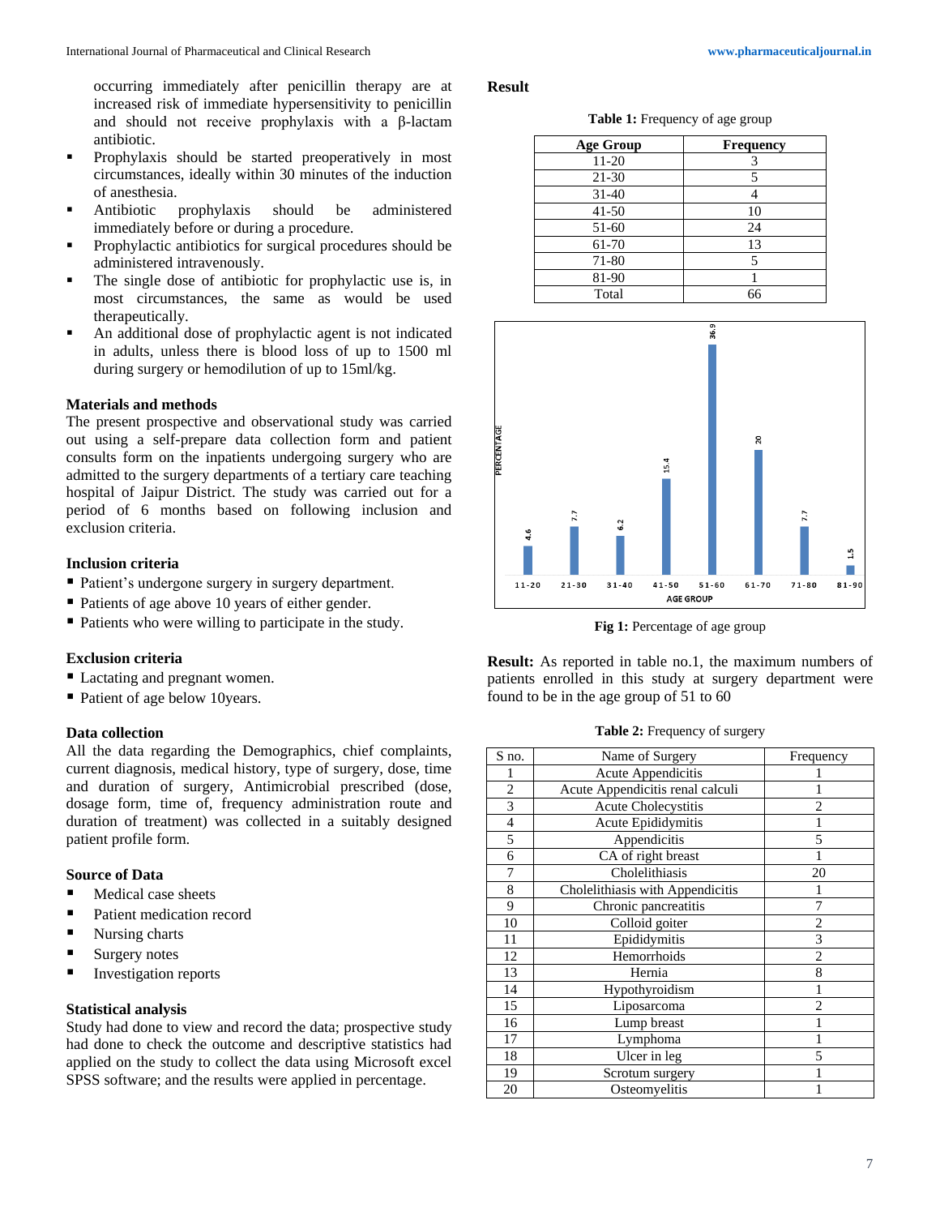occurring immediately after penicillin therapy are at increased risk of immediate hypersensitivity to penicillin and should not receive prophylaxis with a β-lactam antibiotic.

- Prophylaxis should be started preoperatively in most circumstances, ideally within 30 minutes of the induction of anesthesia.
- Antibiotic prophylaxis should be administered immediately before or during a procedure.
- Prophylactic antibiotics for surgical procedures should be administered intravenously.
- The single dose of antibiotic for prophylactic use is, in most circumstances, the same as would be used therapeutically.
- An additional dose of prophylactic agent is not indicated in adults, unless there is blood loss of up to 1500 ml during surgery or hemodilution of up to 15ml/kg.

## Materials and methods

The present prospective and observational study was carried out using a self-prepare data collection form and patient consults form on the inpatients undergoing surgery who are admitted to the surgery departments of a tertiary care teaching hospital of Jaipur District. The study was carried out for a period of 6 months based on following inclusion and exclusion criteria.

### Inclusion criteria

- Patient's undergone surgery in surgery department.
- Patients of age above 10 years of either gender.
- Patients who were willing to participate in the study.

### Exclusion criteria

- Lactating and pregnant women.
- Patient of age below 10years.

### Data collection

All the data regarding the Demographics, chief complaints, current diagnosis, medical history, type of surgery, dose, time and duration of surgery, Antimicrobial prescribed (dose, dosage form, time of, frequency administration route and duration of treatment) was collected in a suitably designed patient profile form.

### Source of Data

- Medical case sheets
- Patient medication record
- Nursing charts
- Surgery notes
- Investigation reports

### Statistical analysis

Study had done to view and record the data; prospective study had done to check the outcome and descriptive statistics had applied on the study to collect the data using Microsoft excel SPSS software; and the results were applied in percentage.

## Result

**Table 1:** Frequency of age group

| Age Group | Frequency |
|---|---|
| 11-20 | 3 |
| 21-30 | 5 |
| 31-40 | 4 |
| 41-50 | 10 |
| 51-60 | 24 |
| 61-70 | 13 |
| 71-80 | 5 |
| 81-90 | 1 |
| Total | 66 |

**Fig 1:** Percentage of age group

**Result:** As reported in table no.1, the maximum numbers of patients enrolled in this study at surgery department were found to be in the age group of 51 to 60

**Table 2:** Frequency of surgery

| S no. | Name of Surgery | Frequency |
|---|---|---|
| 1 | Acute Appendicitis | 1 |
| 2 | Acute Appendicitis renal calculi | 1 |
| 3 | Acute Cholecystitis | 2 |
| 4 | Acute Epididymitis | 1 |
| 5 | Appendicitis | 5 |
| 6 | CA of right breast | 1 |
| 7 | Cholelithiasis | 20 |
| 8 | Cholelithiasis with Appendicitis | 1 |
| 9 | Chronic pancreatitis | 7 |
| 10 | Colloid goiter | 2 |
| 11 | Epididymitis | 3 |
| 12 | Hemorrhoids | 2 |
| 13 | Hernia | 8 |
| 14 | Hypothyroidism | 1 |
| 15 | Liposarcoma | 2 |
| 16 | Lump breast | 1 |
| 17 | Lymphoma | 1 |
| 18 | Ulcer in leg | 5 |
| 19 | Scrotum surgery | 1 |
| 20 | Osteomyelitis | 1 |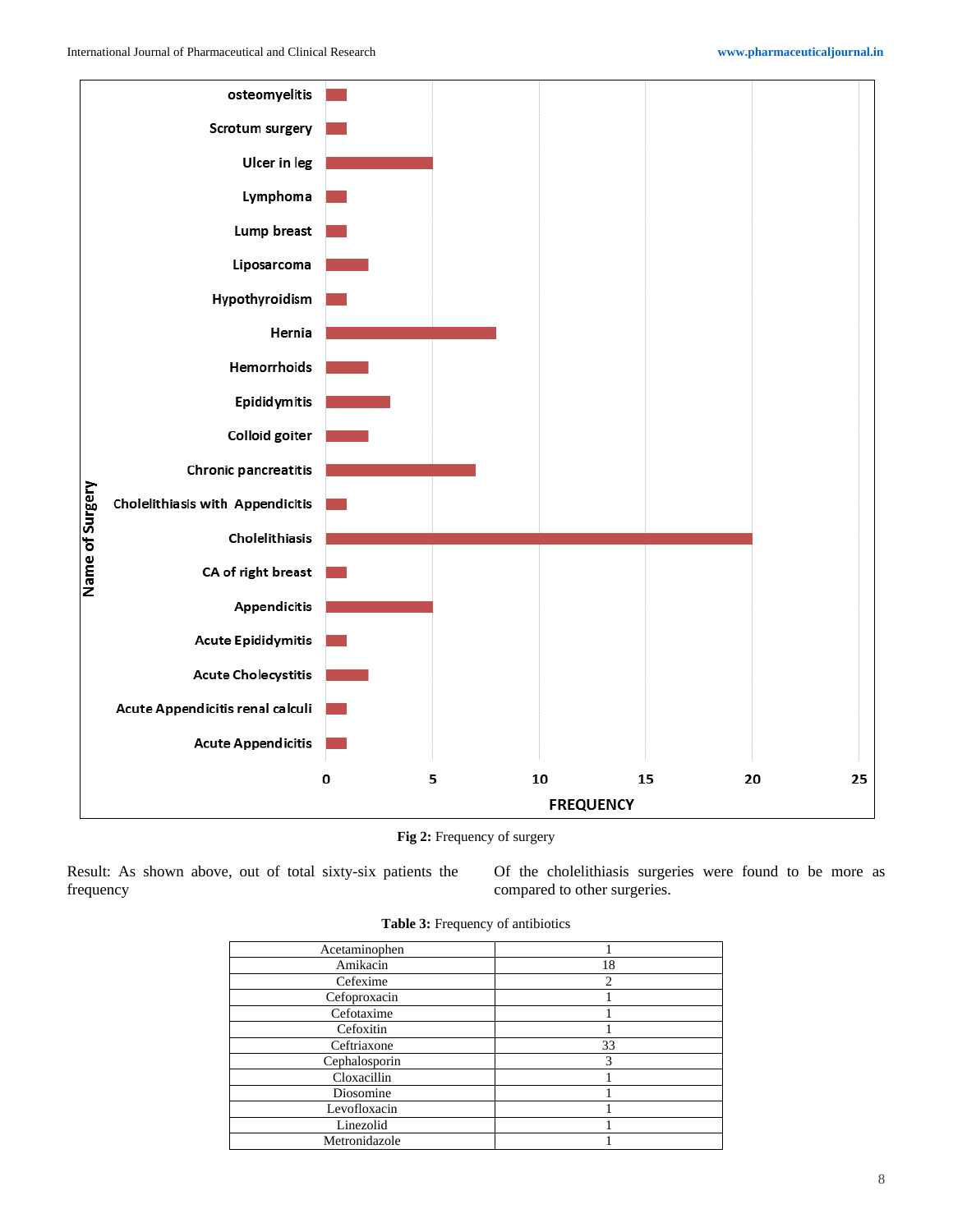**Fig 2:** Frequency of surgery

Result: As shown above, out of total sixty-six patients the frequency Of the cholelithiasis surgeries were found to be more as compared to other surgeries.

**Table 3:** Frequency of antibiotics

| | |
|---|---|
| Acetaminophen | 1 |
| Amikacin | 18 |
| Cefexime | 2 |
| Cefoproxacin | 1 |
| Cefotaxime | 1 |
| Cefoxitin | 1 |
| Ceftriaxone | 33 |
| Cephalosporin | 3 |
| Cloxacillin | 1 |
| Diosomine | 1 |
| Levofloxacin | 1 |
| Linezolid | 1 |
| Metronidazole | 1 |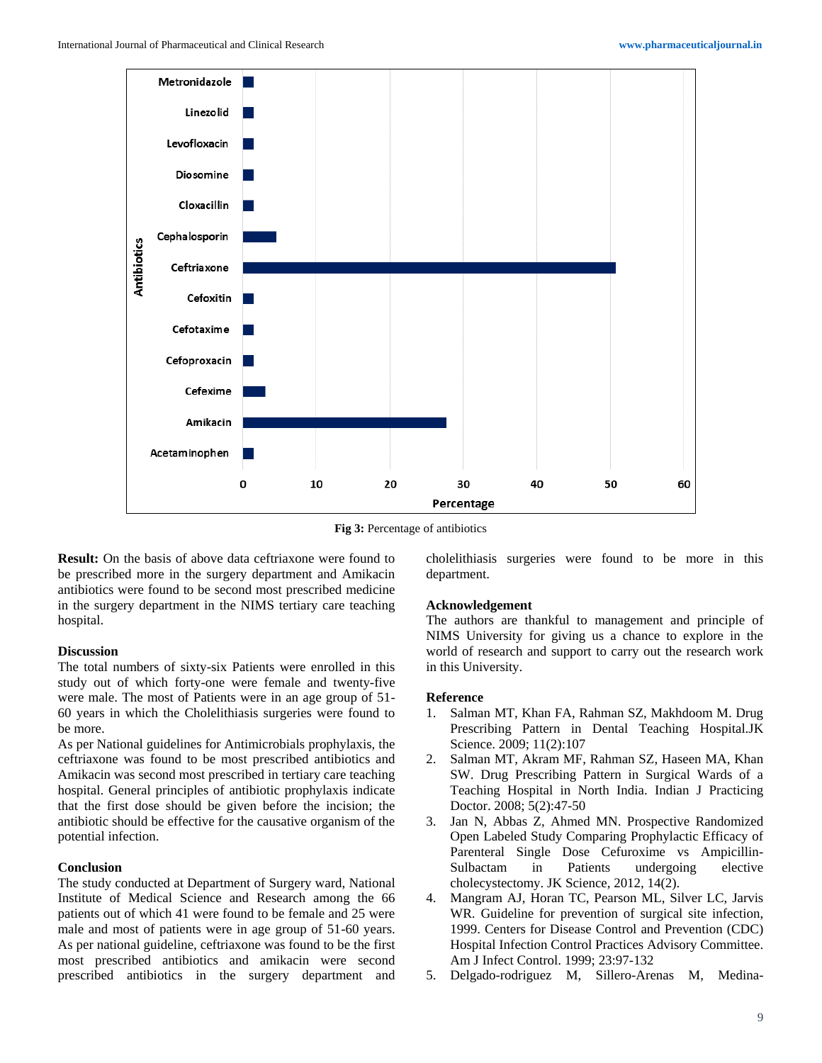Fig 3: Percentage of antibiotics

**Result:** On the basis of above data ceftriaxone were found to be prescribed more in the surgery department and Amikacin antibiotics were found to be second most prescribed medicine in the surgery department in the NIMS tertiary care teaching hospital.

### Discussion

The total numbers of sixty-six Patients were enrolled in this study out of which forty-one were female and twenty-five were male. The most of Patients were in an age group of 51-60 years in which the Cholelithiasis surgeries were found to be more.

As per National guidelines for Antimicrobials prophylaxis, the ceftriaxone was found to be most prescribed antibiotics and Amikacin was second most prescribed in tertiary care teaching hospital. General principles of antibiotic prophylaxis indicate that the first dose should be given before the incision; the antibiotic should be effective for the causative organism of the potential infection.

### Conclusion

The study conducted at Department of Surgery ward, National Institute of Medical Science and Research among the 66 patients out of which 41 were found to be female and 25 were male and most of patients were in age group of 51-60 years. As per national guideline, ceftriaxone was found to be the first most prescribed antibiotics and amikacin were second prescribed antibiotics in the surgery department and cholelithiasis surgeries were found to be more in this department.

### Acknowledgement

The authors are thankful to management and principle of NIMS University for giving us a chance to explore in the world of research and support to carry out the research work in this University.

### Reference

1. Salman MT, Khan FA, Rahman SZ, Makhdoom M. Drug Prescribing Pattern in Dental Teaching Hospital.JK Science. 2009; 11(2):107
2. Salman MT, Akram MF, Rahman SZ, Haseen MA, Khan SW. Drug Prescribing Pattern in Surgical Wards of a Teaching Hospital in North India. Indian J Practicing Doctor. 2008; 5(2):47-50
3. Jan N, Abbas Z, Ahmed MN. Prospective Randomized Open Labeled Study Comparing Prophylactic Efficacy of Parenteral Single Dose Cefuroxime vs Ampicillin-Sulbactam in Patients undergoing elective cholecystectomy. JK Science, 2012, 14(2).
4. Mangram AJ, Horan TC, Pearson ML, Silver LC, Jarvis WR. Guideline for prevention of surgical site infection, 1999. Centers for Disease Control and Prevention (CDC) Hospital Infection Control Practices Advisory Committee. Am J Infect Control. 1999; 23:97-132
5. Delgado-rodriguez M, Sillero-Arenas M, Medina-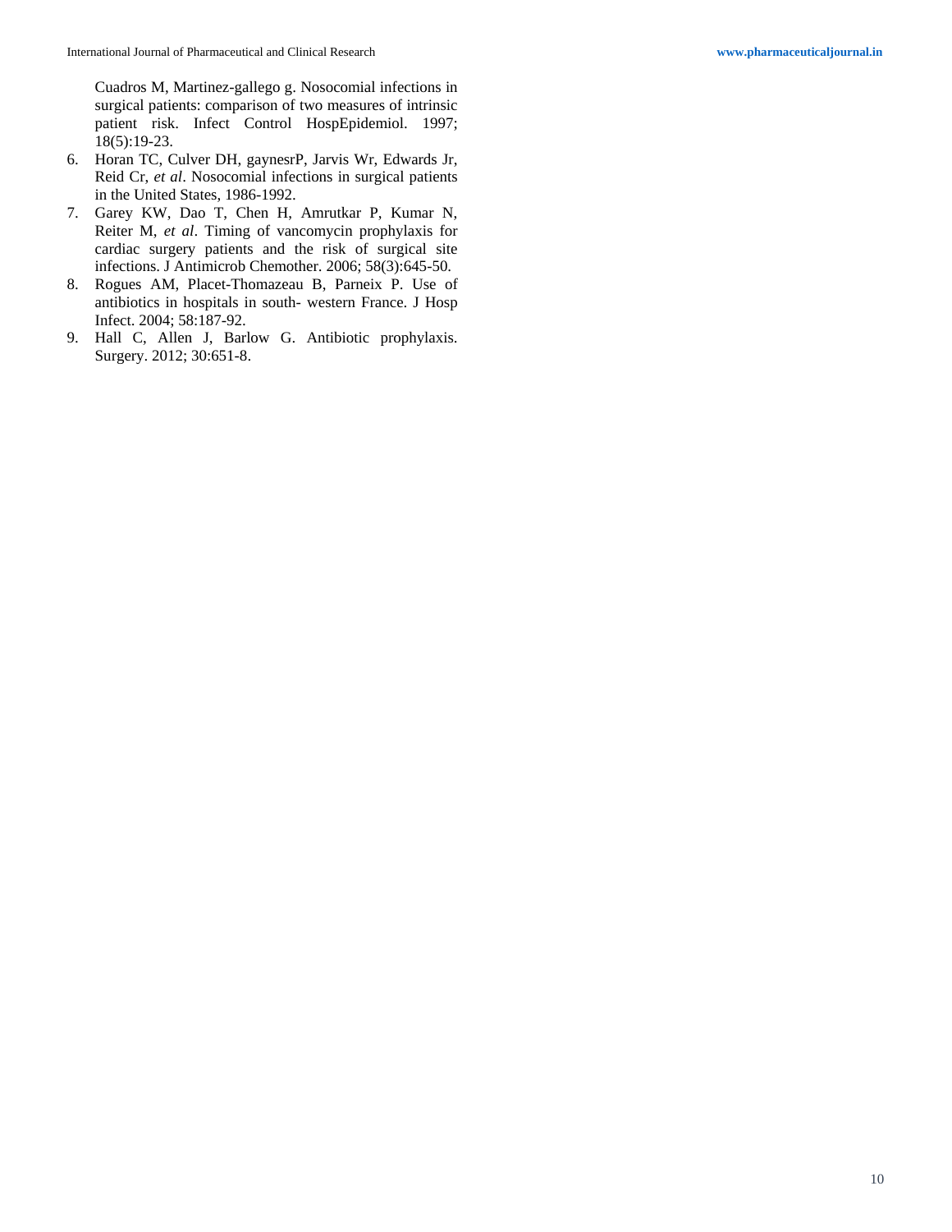Cuadros M, Martinez-gallego g. Nosocomial infections in surgical patients: comparison of two measures of intrinsic patient risk. Infect Control HospEpidemiol. 1997; 18(5):19-23.

6. Horan TC, Culver DH, gaynesrP, Jarvis Wr, Edwards Jr, Reid Cr, *et al*. Nosocomial infections in surgical patients in the United States, 1986-1992.
7. Garey KW, Dao T, Chen H, Amrutkar P, Kumar N, Reiter M, *et al*. Timing of vancomycin prophylaxis for cardiac surgery patients and the risk of surgical site infections. J Antimicrob Chemother. 2006; 58(3):645-50.
8. Rogues AM, Placet-Thomazeau B, Parneix P. Use of antibiotics in hospitals in south- western France. J Hosp Infect. 2004; 58:187-92.
9. Hall C, Allen J, Barlow G. Antibiotic prophylaxis. Surgery. 2012; 30:651-8.